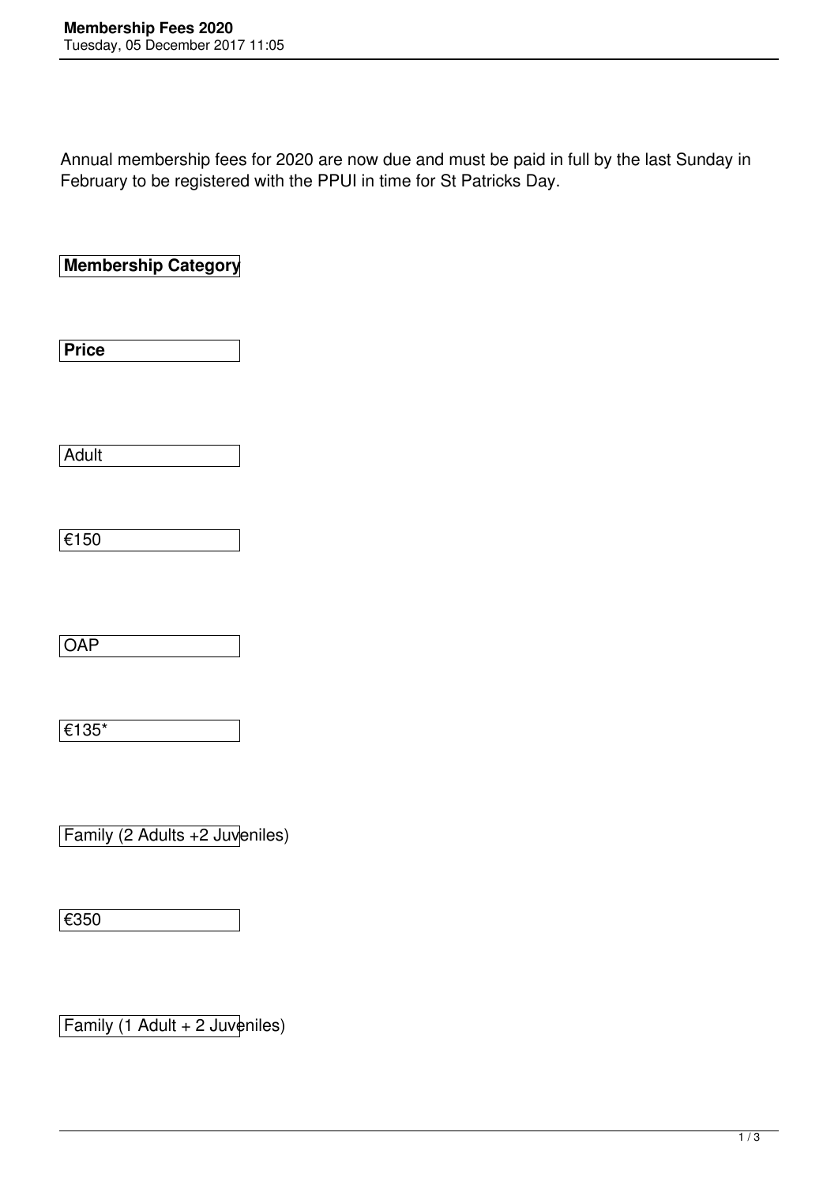# Membership Fees 2020

Annual membership fees for 2020 are now due and must be paid in full by the last Sunday in February to be registered with the PPUI in time for St Patricks Day.

| Membership Category | Price |
| --- | --- |
| Adult | €150 |
| OAP | €135* |
| Family (2 Adults +2 Juveniles) | €350 |
| Family (1 Adult + 2 Juveniles) | |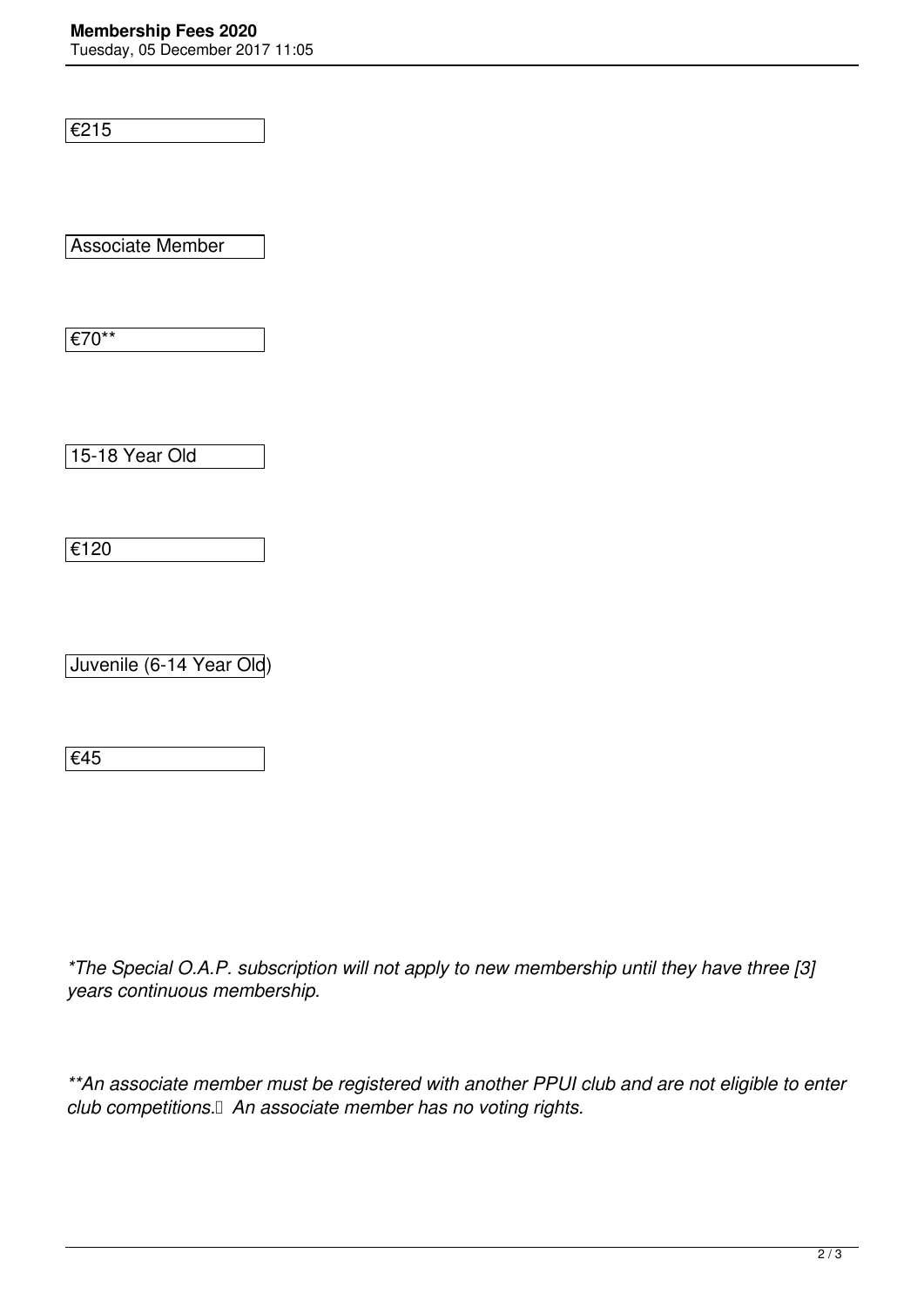| |
|---|
| €215 |
| Associate Member |
| €70** |
| 15-18 Year Old |
| €120 |
| Juvenile (6-14 Year Old) |
| €45 |

*\*The Special O.A.P. subscription will not apply to new membership until they have three [3] years continuous membership.*

*\*\*An associate member must be registered with another PPUI club and are not eligible to enter club competitions. An associate member has no voting rights.*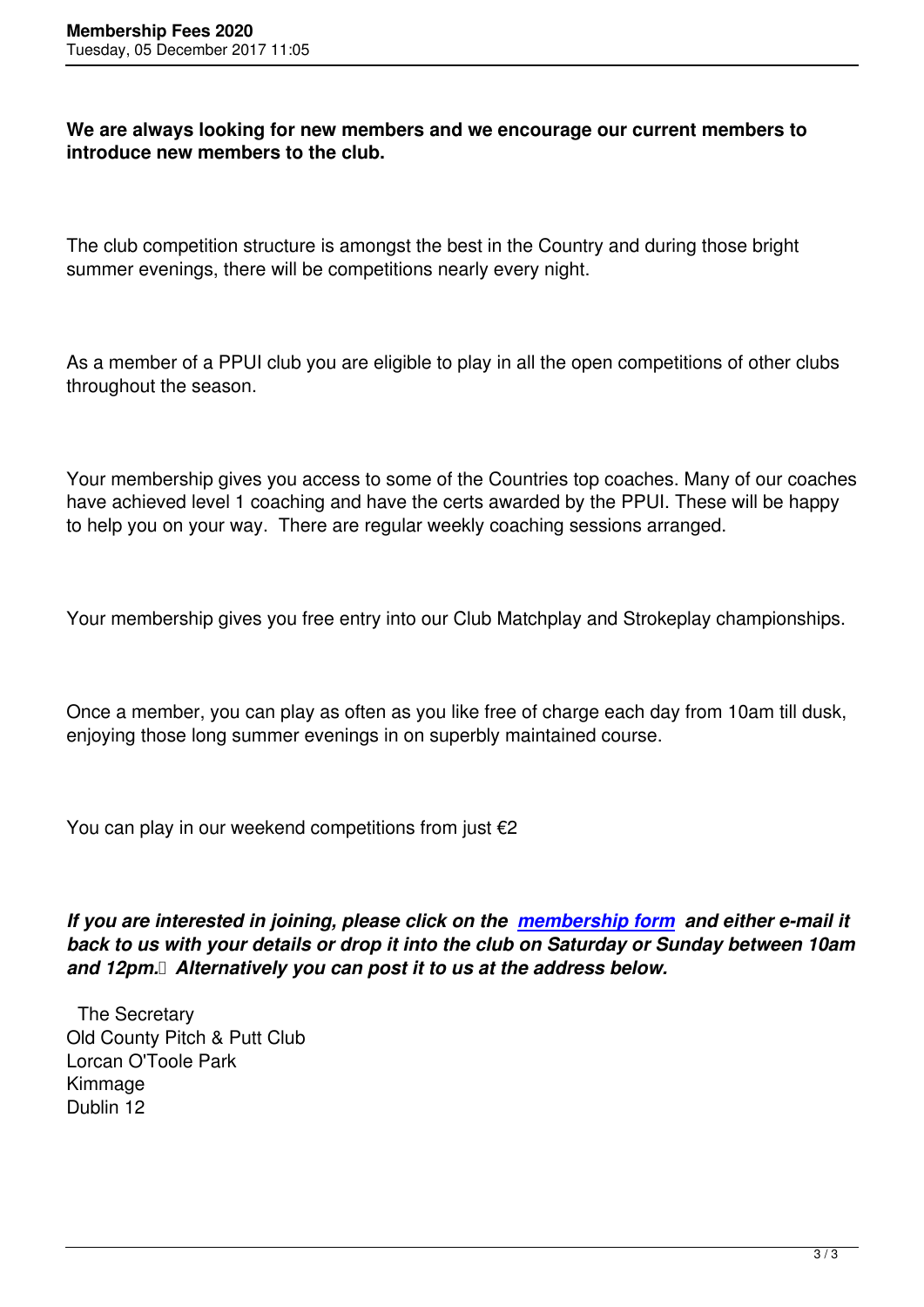**We are always looking for new members and we encourage our current members to introduce new members to the club.**

The club competition structure is amongst the best in the Country and during those bright summer evenings, there will be competitions nearly every night.

As a member of a PPUI club you are eligible to play in all the open competitions of other clubs throughout the season.

Your membership gives you access to some of the Countries top coaches. Many of our coaches have achieved level 1 coaching and have the certs awarded by the PPUI. These will be happy to help you on your way. There are regular weekly coaching sessions arranged.

Your membership gives you free entry into our Club Matchplay and Strokeplay championships.

Once a member, you can play as often as you like free of charge each day from 10am till dusk, enjoying those long summer evenings in on superbly maintained course.

You can play in our weekend competitions from just €2

***If you are interested in joining, please click on the membership form and either e-mail it back to us with your details or drop it into the club on Saturday or Sunday between 10am and 12pm. Alternatively you can post it to us at the address below.***

The Secretary
Old County Pitch & Putt Club
Lorcan O'Toole Park
Kimmage
Dublin 12